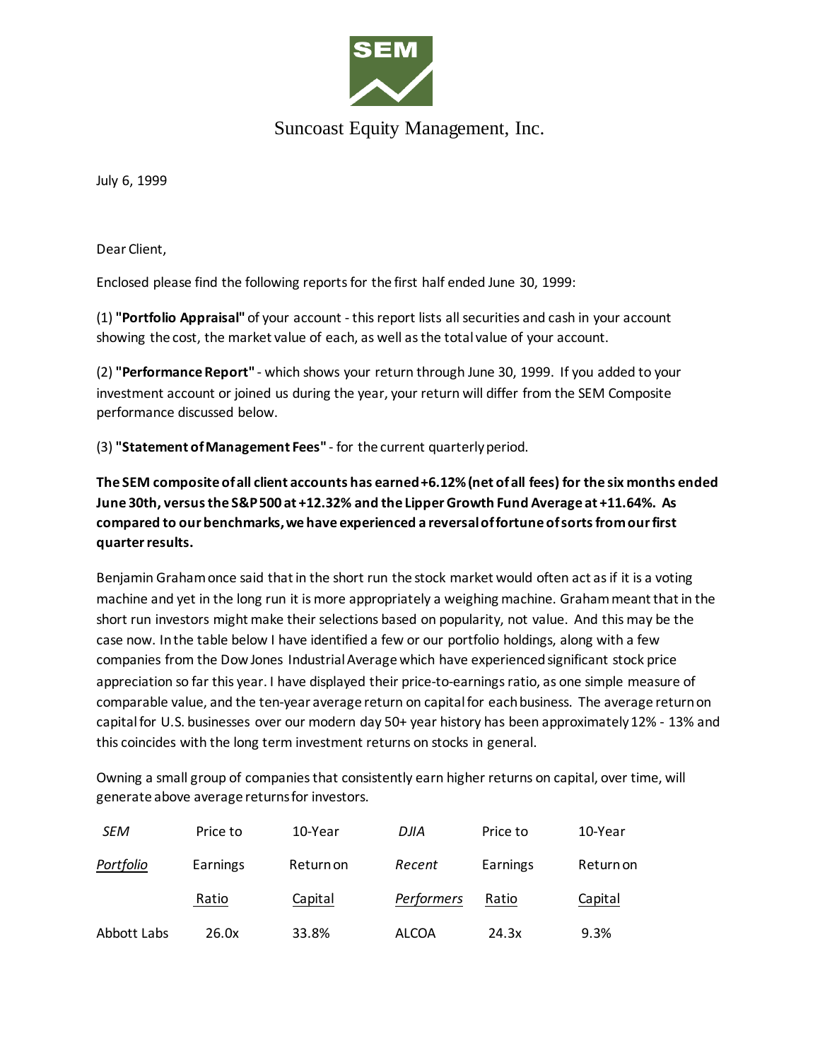# Suncoast Equity Management, Inc.

July 6, 1999

Dear Client,

Enclosed please find the following reports for the first half ended June 30, 1999:

(1) **"Portfolio Appraisal"** of your account - this report lists all securities and cash in your account showing the cost, the market value of each, as well as the total value of your account.

(2) **"Performance Report"** - which shows your return through June 30, 1999. If you added to your investment account or joined us during the year, your return will differ from the SEM Composite performance discussed below.

(3) **"Statement of Management Fees"** - for the current quarterly period.

**The SEM composite of all client accounts has earned +6.12% (net of all fees) for the six months ended June 30th, versus the S&P 500 at +12.32% and the Lipper Growth Fund Average at +11.64%. As compared to our benchmarks, we have experienced a reversal of fortune of sorts from our first quarter results.**

Benjamin Graham once said that in the short run the stock market would often act as if it is a voting machine and yet in the long run it is more appropriately a weighing machine. Graham meant that in the short run investors might make their selections based on popularity, not value. And this may be the case now. In the table below I have identified a few or our portfolio holdings, along with a few companies from the Dow Jones Industrial Average which have experienced significant stock price appreciation so far this year. I have displayed their price-to-earnings ratio, as one simple measure of comparable value, and the ten-year average return on capital for each business. The average return on capital for U.S. businesses over our modern day 50+ year history has been approximately 12% - 13% and this coincides with the long term investment returns on stocks in general.

Owning a small group of companies that consistently earn higher returns on capital, over time, will generate above average returns for investors.

| *SEM Portfolio* | Price to Earnings Ratio | 10-Year Return on Capital | *DJIA Recent Performers* | Price to Earnings Ratio | 10-Year Return on Capital |
|---|---|---|---|---|---|
| Abbott Labs | 26.0x | 33.8% | ALCOA | 24.3x | 9.3% |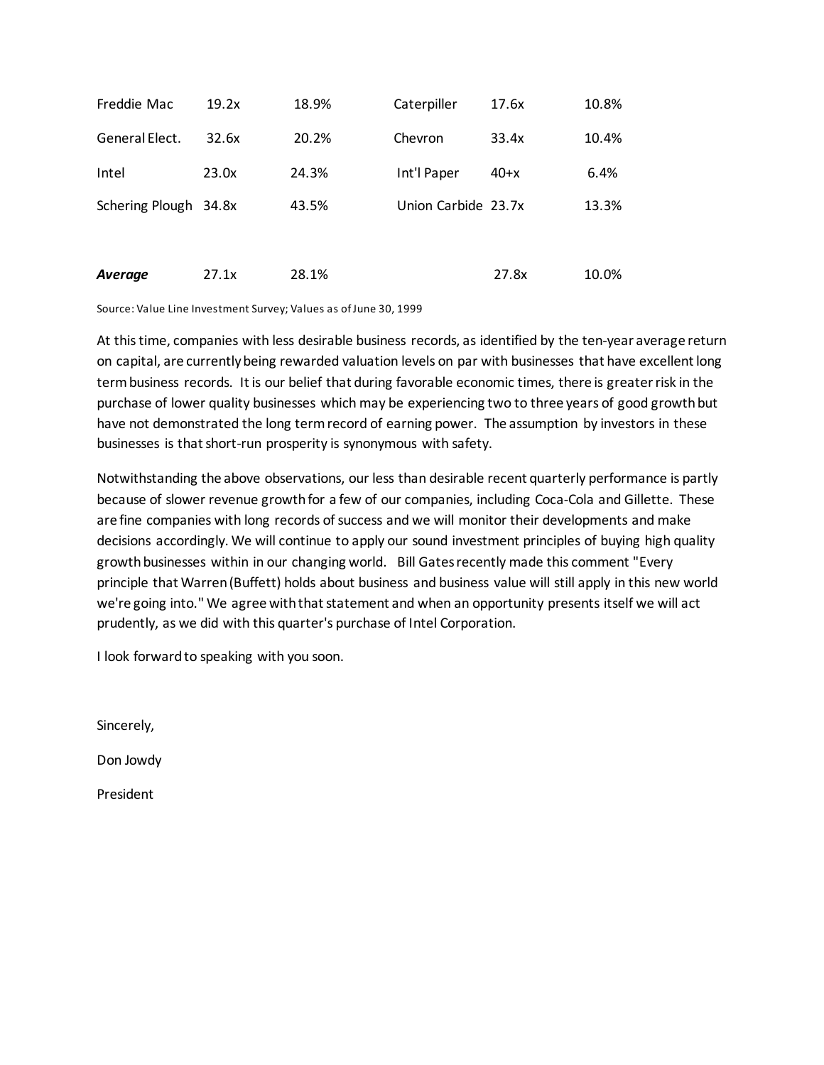| | | | | | |
|---|---|---|---|---|---|
| Freddie Mac | 19.2x | 18.9% | Caterpiller | 17.6x | 10.8% |
| General Elect. | 32.6x | 20.2% | Chevron | 33.4x | 10.4% |
| Intel | 23.0x | 24.3% | Int'l Paper | 40+x | 6.4% |
| Schering Plough | 34.8x | 43.5% | Union Carbide | 23.7x | 13.3% |
| ***Average*** | 27.1x | 28.1% | | 27.8x | 10.0% |

Source: Value Line Investment Survey; Values as of June 30, 1999

At this time, companies with less desirable business records, as identified by the ten-year average return on capital, are currently being rewarded valuation levels on par with businesses that have excellent long term business records. It is our belief that during favorable economic times, there is greater risk in the purchase of lower quality businesses which may be experiencing two to three years of good growth but have not demonstrated the long term record of earning power. The assumption by investors in these businesses is that short-run prosperity is synonymous with safety.

Notwithstanding the above observations, our less than desirable recent quarterly performance is partly because of slower revenue growth for a few of our companies, including Coca-Cola and Gillette. These are fine companies with long records of success and we will monitor their developments and make decisions accordingly. We will continue to apply our sound investment principles of buying high quality growth businesses within in our changing world. Bill Gates recently made this comment "Every principle that Warren (Buffett) holds about business and business value will still apply in this new world we're going into." We agree with that statement and when an opportunity presents itself we will act prudently, as we did with this quarter's purchase of Intel Corporation.

I look forward to speaking with you soon.

Sincerely,

Don Jowdy

President